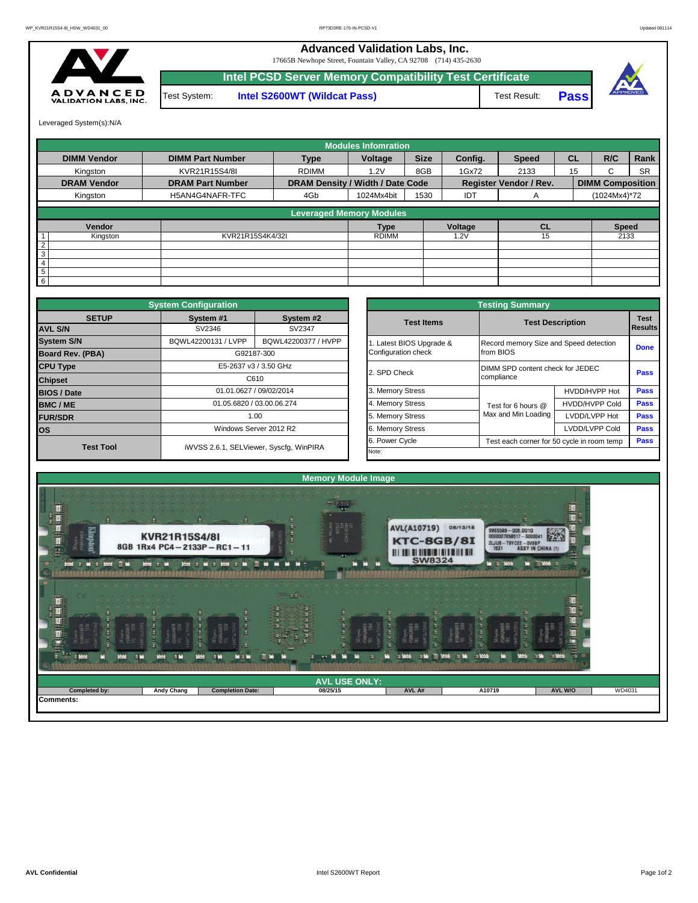# Advanced Validation Labs, Inc.

17665B Newhope Street, Fountain Valley, CA 92708 (714) 435-2630

## Intel PCSD Server Memory Compatibility Test Certificate

| Test System: | Intel S2600WT (Wildcat Pass) | Test Result: | Pass |
|---|---|---|---|

Leveraged System(s):N/A

### Modules Infomration

| DIMM Vendor | DIMM Part Number | Type | Voltage | Size | Config. | Speed | CL | R/C | Rank |
|---|---|---|---|---|---|---|---|---|---|
| Kingston | KVR21R15S4/8I | RDIMM | 1.2V | 8GB | 1Gx72 | 2133 | 15 | C | SR |
| **DRAM Vendor** | **DRAM Part Number** | **DRAM Density / Width / Date Code** | | | **Register Vendor / Rev.** | | **DIMM Composition** | | |
| Kingston | H5AN4G4NAFR-TFC | 4Gb | 1024Mx4bit | 1530 | IDT | A | (1024Mx4)*72 | | |

### Leveraged Memory Modules

| | Vendor | | Type | Voltage | CL | Speed |
|---|---|---|---|---|---|---|
| 1 | Kingston | KVR21R15S4K4/32I | RDIMM | 1.2V | 15 | 2133 |
| 2 | | | | | | |
| 3 | | | | | | |
| 4 | | | | | | |
| 5 | | | | | | |
| 6 | | | | | | |

### System Configuration

| SETUP | System #1 | System #2 |
|---|---|---|
| AVL S/N | SV2346 | SV2347 |
| System S/N | BQWL42200131 / LVPP | BQWL42200377 / HVPP |
| Board Rev. (PBA) | G92187-300 | |
| CPU Type | E5-2637 v3 / 3.50 GHz | |
| Chipset | C610 | |
| BIOS / Date | 01.01.0627 / 09/02/2014 | |
| BMC / ME | 01.05.6820 / 03.00.06.274 | |
| FUR/SDR | 1.00 | |
| OS | Windows Server 2012 R2 | |
| Test Tool | iWVSS 2.6.1, SELViewer, Syscfg, WinPIRA | |

### Testing Summary

| Test Items | Test Description | | Test Results |
|---|---|---|---|
| 1. Latest BIOS Upgrade & Configuration check | Record memory Size and Speed detection from BIOS | | Done |
| 2. SPD Check | DIMM SPD content check for JEDEC compliance | | Pass |
| 3. Memory Stress | Test for 6 hours @ Max and Min Loading | HVDD/HVPP Hot | Pass |
| 4. Memory Stress | | HVDD/HVPP Cold | Pass |
| 5. Memory Stress | | LVDD/LVPP Hot | Pass |
| 6. Memory Stress | | LVDD/LVPP Cold | Pass |
| 6. Power Cycle | Test each corner for 50 cycle in room temp | | Pass |

Note:

### Memory Module Image

### AVL USE ONLY:

| Completed by: | Andy Chang | Completion Date: | 08/25/15 | AVL A# | A10719 | AVL W/O | WD4031 |
|---|---|---|---|---|---|---|---|

Comments: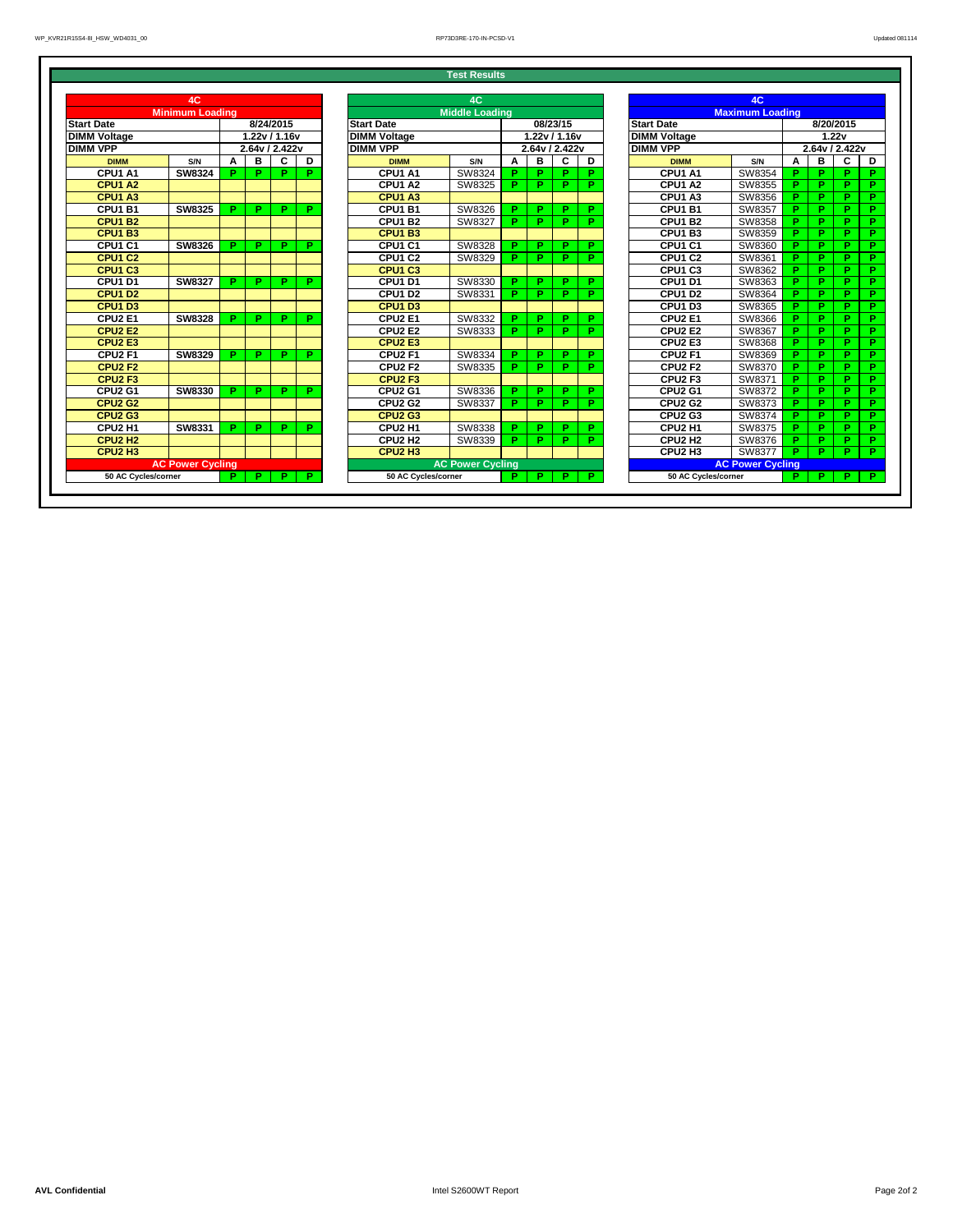## Test Results

| 4C Minimum Loading | | | | | |
|---|---|---|---|---|---|
| Start Date | | 8/24/2015 | | | |
| DIMM Voltage | | 1.22v / 1.16v | | | |
| DIMM VPP | | 2.64v / 2.422v | | | |
| DIMM | S/N | A | B | C | D |
| CPU1 A1 | SW8324 | P | P | P | P |
| CPU1 A2 | | | | | |
| CPU1 A3 | | | | | |
| CPU1 B1 | SW8325 | P | P | P | P |
| CPU1 B2 | | | | | |
| CPU1 B3 | | | | | |
| CPU1 C1 | SW8326 | P | P | P | P |
| CPU1 C2 | | | | | |
| CPU1 C3 | | | | | |
| CPU1 D1 | SW8327 | P | P | P | P |
| CPU1 D2 | | | | | |
| CPU1 D3 | | | | | |
| CPU2 E1 | SW8328 | P | P | P | P |
| CPU2 E2 | | | | | |
| CPU2 E3 | | | | | |
| CPU2 F1 | SW8329 | P | P | P | P |
| CPU2 F2 | | | | | |
| CPU2 F3 | | | | | |
| CPU2 G1 | SW8330 | P | P | P | P |
| CPU2 G2 | | | | | |
| CPU2 G3 | | | | | |
| CPU2 H1 | SW8331 | P | P | P | P |
| CPU2 H2 | | | | | |
| CPU2 H3 | | | | | |
| AC Power Cycling | | | | | |
| 50 AC Cycles/corner | | P | P | P | P |

| 4C Middle Loading | | | | | |
|---|---|---|---|---|---|
| Start Date | | 08/23/15 | | | |
| DIMM Voltage | | 1.22v / 1.16v | | | |
| DIMM VPP | | 2.64v / 2.422v | | | |
| DIMM | S/N | A | B | C | D |
| CPU1 A1 | SW8324 | P | P | P | P |
| CPU1 A2 | SW8325 | P | P | P | P |
| CPU1 A3 | | | | | |
| CPU1 B1 | SW8326 | P | P | P | P |
| CPU1 B2 | SW8327 | P | P | P | P |
| CPU1 B3 | | | | | |
| CPU1 C1 | SW8328 | P | P | P | P |
| CPU1 C2 | SW8329 | P | P | P | P |
| CPU1 C3 | | | | | |
| CPU1 D1 | SW8330 | P | P | P | P |
| CPU1 D2 | SW8331 | P | P | P | P |
| CPU1 D3 | | | | | |
| CPU2 E1 | SW8332 | P | P | P | P |
| CPU2 E2 | SW8333 | P | P | P | P |
| CPU2 E3 | | | | | |
| CPU2 F1 | SW8334 | P | P | P | P |
| CPU2 F2 | SW8335 | P | P | P | P |
| CPU2 F3 | | | | | |
| CPU2 G1 | SW8336 | P | P | P | P |
| CPU2 G2 | SW8337 | P | P | P | P |
| CPU2 G3 | | | | | |
| CPU2 H1 | SW8338 | P | P | P | P |
| CPU2 H2 | SW8339 | P | P | P | P |
| CPU2 H3 | | | | | |
| AC Power Cycling | | | | | |
| 50 AC Cycles/corner | | P | P | P | P |

| 4C Maximum Loading | | | | | |
|---|---|---|---|---|---|
| Start Date | | 8/20/2015 | | | |
| DIMM Voltage | | 1.22v | | | |
| DIMM VPP | | 2.64v / 2.422v | | | |
| DIMM | S/N | A | B | C | D |
| CPU1 A1 | SW8354 | P | P | P | P |
| CPU1 A2 | SW8355 | P | P | P | P |
| CPU1 A3 | SW8356 | P | P | P | P |
| CPU1 B1 | SW8357 | P | P | P | P |
| CPU1 B2 | SW8358 | P | P | P | P |
| CPU1 B3 | SW8359 | P | P | P | P |
| CPU1 C1 | SW8360 | P | P | P | P |
| CPU1 C2 | SW8361 | P | P | P | P |
| CPU1 C3 | SW8362 | P | P | P | P |
| CPU1 D1 | SW8363 | P | P | P | P |
| CPU1 D2 | SW8364 | P | P | P | P |
| CPU1 D3 | SW8365 | P | P | P | P |
| CPU2 E1 | SW8366 | P | P | P | P |
| CPU2 E2 | SW8367 | P | P | P | P |
| CPU2 E3 | SW8368 | P | P | P | P |
| CPU2 F1 | SW8369 | P | P | P | P |
| CPU2 F2 | SW8370 | P | P | P | P |
| CPU2 F3 | SW8371 | P | P | P | P |
| CPU2 G1 | SW8372 | P | P | P | P |
| CPU2 G2 | SW8373 | P | P | P | P |
| CPU2 G3 | SW8374 | P | P | P | P |
| CPU2 H1 | SW8375 | P | P | P | P |
| CPU2 H2 | SW8376 | P | P | P | P |
| CPU2 H3 | SW8377 | P | P | P | P |
| AC Power Cycling | | | | | |
| 50 AC Cycles/corner | | P | P | P | P |